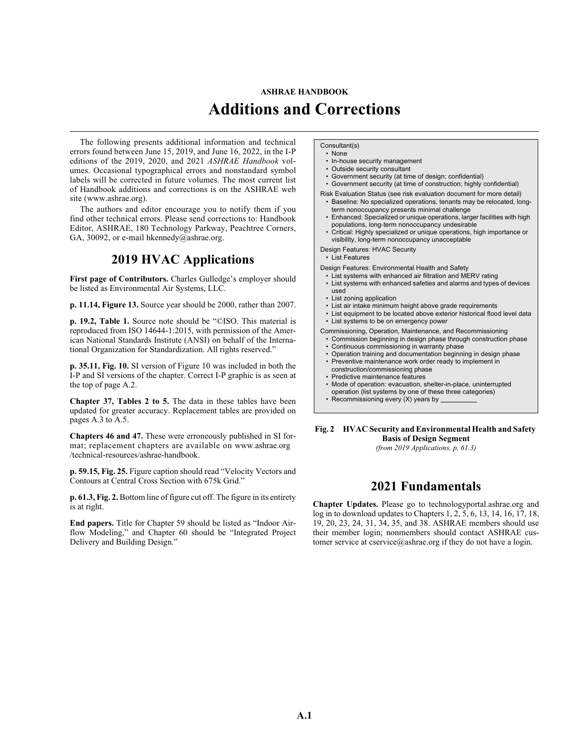ASHRAE HANDBOOK

# Additions and Corrections

The following presents additional information and technical errors found between June 15, 2019, and June 16, 2022, in the I-P editions of the 2019, 2020, and 2021 *ASHRAE Handbook* volumes. Occasional typographical errors and nonstandard symbol labels will be corrected in future volumes. The most current list of Handbook additions and corrections is on the ASHRAE web site (www.ashrae.org).

The authors and editor encourage you to notify them if you find other technical errors. Please send corrections to: Handbook Editor, ASHRAE, 180 Technology Parkway, Peachtree Corners, GA, 30092, or e-mail hkennedy@ashrae.org.

## 2019 HVAC Applications

**First page of Contributors.** Charles Gulledge's employer should be listed as Environmental Air Systems, LLC.

**p. 11.14, Figure 13.** Source year should be 2000, rather than 2007.

**p. 19.2, Table 1.** Source note should be "©ISO. This material is reproduced from ISO 14644-1:2015, with permission of the American National Standards Institute (ANSI) on behalf of the International Organization for Standardization. All rights reserved."

**p. 35.11, Fig. 10.** SI version of Figure 10 was included in both the I-P and SI versions of the chapter. Correct I-P graphic is as seen at the top of page A.2.

**Chapter 37, Tables 2 to 5.** The data in these tables have been updated for greater accuracy. Replacement tables are provided on pages A.3 to A.5.

**Chapters 46 and 47.** These were erroneously published in SI format; replacement chapters are available on www.ashrae.org /technical-resources/ashrae-handbook.

**p. 59.15, Fig. 25.** Figure caption should read "Velocity Vectors and Contours at Central Cross Section with 675k Grid."

**p. 61.3, Fig. 2.** Bottom line of figure cut off. The figure in its entirety is at right.

**End papers.** Title for Chapter 59 should be listed as "Indoor Airflow Modeling," and Chapter 60 should be "Integrated Project Delivery and Building Design."

Consultant(s)
- None
- In-house security management
- Outside security consultant
- Government security (at time of design; confidential)
- Government security (at time of construction; highly confidential)

Risk Evaluation Status (see risk evaluation document for more detail)
- Baseline: No specialized operations, tenants may be relocated, long-term nonoccupancy presents minimal challenge
- Enhanced: Specialized or unique operations, larger facilities with high populations, long-term nonoccupancy undesirable
- Critical: Highly specialized or unique operations, high importance or visibility, long-term nonoccupancy unacceptable

Design Features: HVAC Security
- List Features

Design Features: Environmental Health and Safety
- List systems with enhanced air filtration and MERV rating
- List systems with enhanced safeties and alarms and types of devices used
- List zoning application
- List air intake minimum height above grade requirements
- List equipment to be located above exterior historical flood level data
- List systems to be on emergency power

Commissioning, Operation, Maintenance, and Recommissioning
- Commission beginning in design phase through construction phase
- Continuous commissioning in warranty phase
- Operation training and documentation beginning in design phase
- Preventive maintenance work order ready to implement in construction/commissioning phase
- Predictive maintenance features
- Mode of operation: evacuation, shelter-in-place, uninterrupted operation (list systems by one of these three categories)
- Recommissioning every (X) years by __________

**Fig. 2 HVAC Security and Environmental Health and Safety Basis of Design Segment**
*(from 2019 Applications, p. 61.3)*

## 2021 Fundamentals

**Chapter Updates.** Please go to technologyportal.ashrae.org and log in to download updates to Chapters 1, 2, 5, 6, 13, 14, 16, 17, 18, 19, 20, 23, 24, 31, 34, 35, and 38. ASHRAE members should use their member login; nonmembers should contact ASHRAE customer service at cservice@ashrae.org if they do not have a login.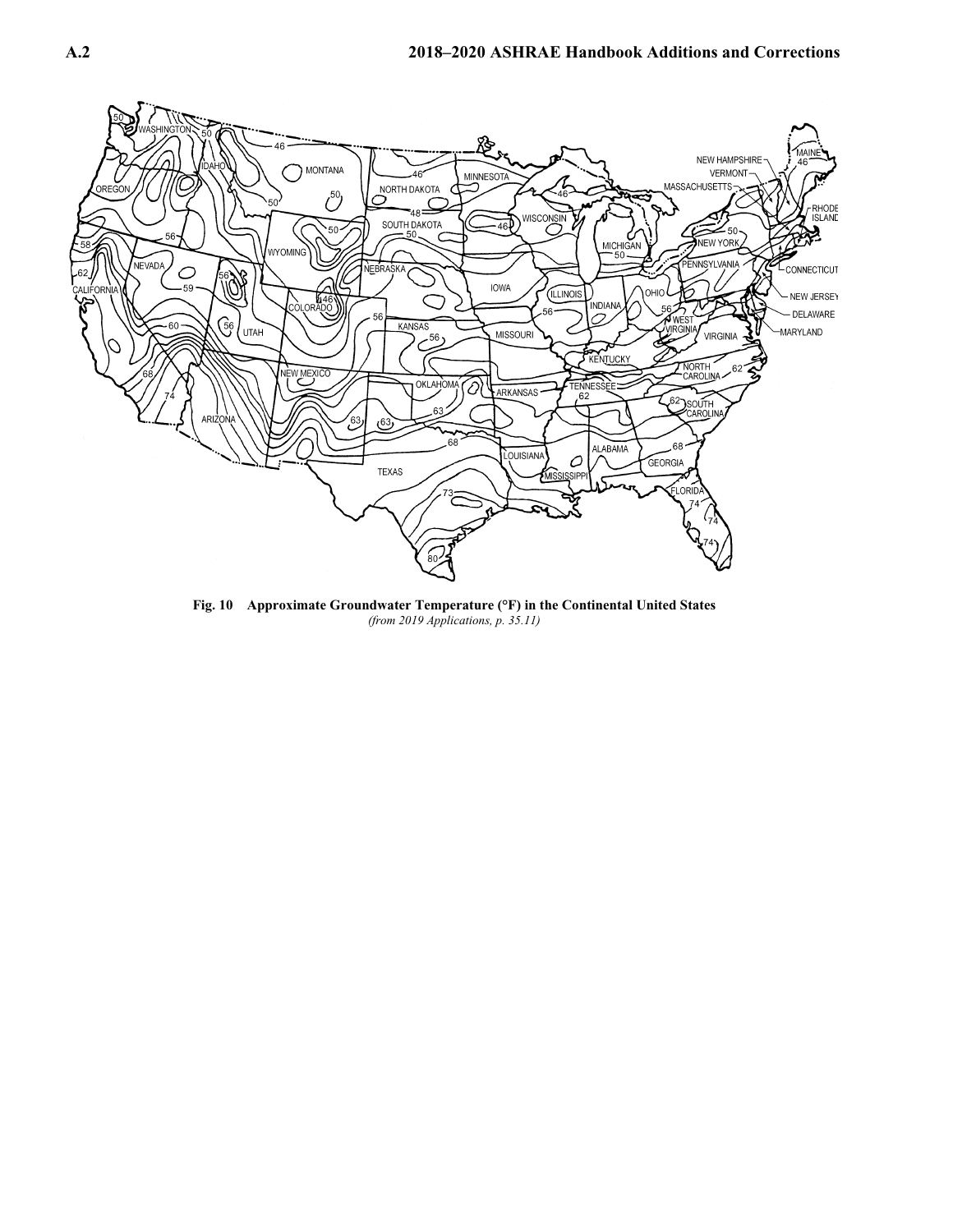Fig. 10 Approximate Groundwater Temperature (°F) in the Continental United States

*(from 2019 Applications, p. 35.11)*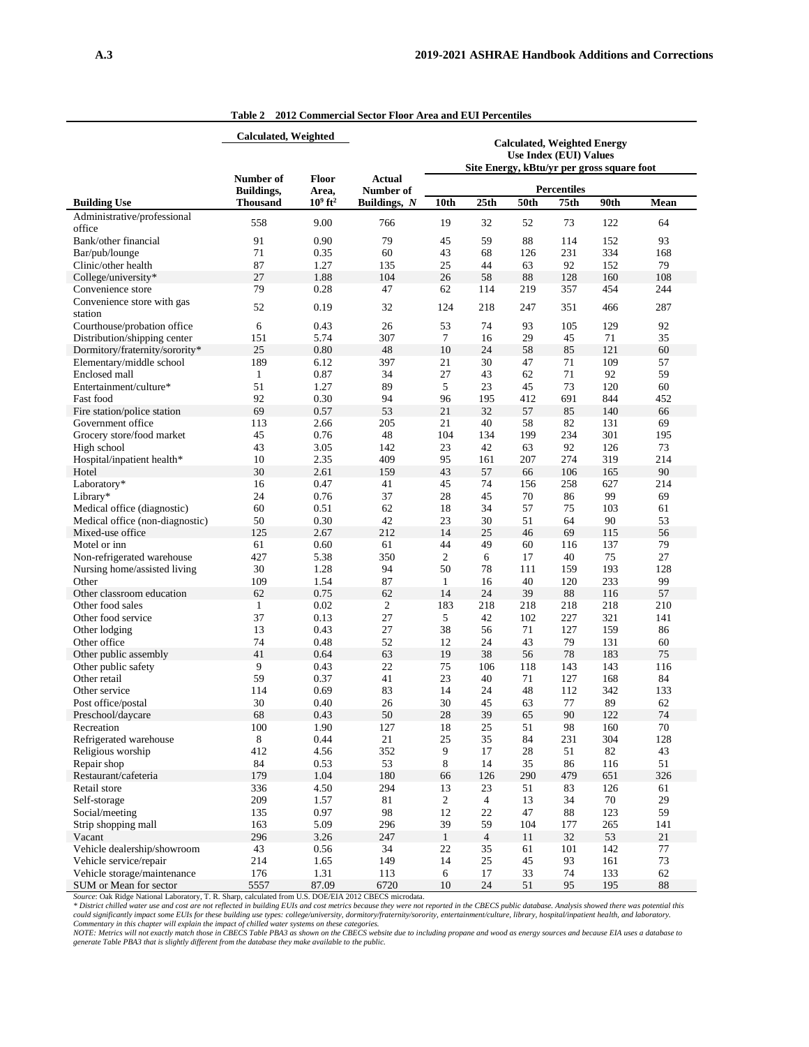**Table 2 2012 Commercial Sector Floor Area and EUI Percentiles**

| | Calculated, Weighted | | | Calculated, Weighted Energy Use Index (EUI) Values Site Energy, kBtu/yr per gross square foot | | | | | |
|---|---|---|---|---|---|---|---|---|---|
| | Number of Buildings, | Floor Area, | Actual Number of | Percentiles | | | | | |
| **Building Use** | **Thousand** | **$10^9$ ft²** | **Buildings, *N*** | **10th** | **25th** | **50th** | **75th** | **90th** | **Mean** |
| Administrative/professional office | 558 | 9.00 | 766 | 19 | 32 | 52 | 73 | 122 | 64 |
| Bank/other financial | 91 | 0.90 | 79 | 45 | 59 | 88 | 114 | 152 | 93 |
| Bar/pub/lounge | 71 | 0.35 | 60 | 43 | 68 | 126 | 231 | 334 | 168 |
| Clinic/other health | 87 | 1.27 | 135 | 25 | 44 | 63 | 92 | 152 | 79 |
| College/university* | 27 | 1.88 | 104 | 26 | 58 | 88 | 128 | 160 | 108 |
| Convenience store | 79 | 0.28 | 47 | 62 | 114 | 219 | 357 | 454 | 244 |
| Convenience store with gas station | 52 | 0.19 | 32 | 124 | 218 | 247 | 351 | 466 | 287 |
| Courthouse/probation office | 6 | 0.43 | 26 | 53 | 74 | 93 | 105 | 129 | 92 |
| Distribution/shipping center | 151 | 5.74 | 307 | 7 | 16 | 29 | 45 | 71 | 35 |
| Dormitory/fraternity/sorority* | 25 | 0.80 | 48 | 10 | 24 | 58 | 85 | 121 | 60 |
| Elementary/middle school | 189 | 6.12 | 397 | 21 | 30 | 47 | 71 | 109 | 57 |
| Enclosed mall | 1 | 0.87 | 34 | 27 | 43 | 62 | 71 | 92 | 59 |
| Entertainment/culture* | 51 | 1.27 | 89 | 5 | 23 | 45 | 73 | 120 | 60 |
| Fast food | 92 | 0.30 | 94 | 96 | 195 | 412 | 691 | 844 | 452 |
| Fire station/police station | 69 | 0.57 | 53 | 21 | 32 | 57 | 85 | 140 | 66 |
| Government office | 113 | 2.66 | 205 | 21 | 40 | 58 | 82 | 131 | 69 |
| Grocery store/food market | 45 | 0.76 | 48 | 104 | 134 | 199 | 234 | 301 | 195 |
| High school | 43 | 3.05 | 142 | 23 | 42 | 63 | 92 | 126 | 73 |
| Hospital/inpatient health* | 10 | 2.35 | 409 | 95 | 161 | 207 | 274 | 319 | 214 |
| Hotel | 30 | 2.61 | 159 | 43 | 57 | 66 | 106 | 165 | 90 |
| Laboratory* | 16 | 0.47 | 41 | 45 | 74 | 156 | 258 | 627 | 214 |
| Library* | 24 | 0.76 | 37 | 28 | 45 | 70 | 86 | 99 | 69 |
| Medical office (diagnostic) | 60 | 0.51 | 62 | 18 | 34 | 57 | 75 | 103 | 61 |
| Medical office (non-diagnostic) | 50 | 0.30 | 42 | 23 | 30 | 51 | 64 | 90 | 53 |
| Mixed-use office | 125 | 2.67 | 212 | 14 | 25 | 46 | 69 | 115 | 56 |
| Motel or inn | 61 | 0.60 | 61 | 44 | 49 | 60 | 116 | 137 | 79 |
| Non-refrigerated warehouse | 427 | 5.38 | 350 | 2 | 6 | 17 | 40 | 75 | 27 |
| Nursing home/assisted living | 30 | 1.28 | 94 | 50 | 78 | 111 | 159 | 193 | 128 |
| Other | 109 | 1.54 | 87 | 1 | 16 | 40 | 120 | 233 | 99 |
| Other classroom education | 62 | 0.75 | 62 | 14 | 24 | 39 | 88 | 116 | 57 |
| Other food sales | 1 | 0.02 | 2 | 183 | 218 | 218 | 218 | 218 | 210 |
| Other food service | 37 | 0.13 | 27 | 5 | 42 | 102 | 227 | 321 | 141 |
| Other lodging | 13 | 0.43 | 27 | 38 | 56 | 71 | 127 | 159 | 86 |
| Other office | 74 | 0.48 | 52 | 12 | 24 | 43 | 79 | 131 | 60 |
| Other public assembly | 41 | 0.64 | 63 | 19 | 38 | 56 | 78 | 183 | 75 |
| Other public safety | 9 | 0.43 | 22 | 75 | 106 | 118 | 143 | 143 | 116 |
| Other retail | 59 | 0.37 | 41 | 23 | 40 | 71 | 127 | 168 | 84 |
| Other service | 114 | 0.69 | 83 | 14 | 24 | 48 | 112 | 342 | 133 |
| Post office/postal | 30 | 0.40 | 26 | 30 | 45 | 63 | 77 | 89 | 62 |
| Preschool/daycare | 68 | 0.43 | 50 | 28 | 39 | 65 | 90 | 122 | 74 |
| Recreation | 100 | 1.90 | 127 | 18 | 25 | 51 | 98 | 160 | 70 |
| Refrigerated warehouse | 8 | 0.44 | 21 | 25 | 35 | 84 | 231 | 304 | 128 |
| Religious worship | 412 | 4.56 | 352 | 9 | 17 | 28 | 51 | 82 | 43 |
| Repair shop | 84 | 0.53 | 53 | 8 | 14 | 35 | 86 | 116 | 51 |
| Restaurant/cafeteria | 179 | 1.04 | 180 | 66 | 126 | 290 | 479 | 651 | 326 |
| Retail store | 336 | 4.50 | 294 | 13 | 23 | 51 | 83 | 126 | 61 |
| Self-storage | 209 | 1.57 | 81 | 2 | 4 | 13 | 34 | 70 | 29 |
| Social/meeting | 135 | 0.97 | 98 | 12 | 22 | 47 | 88 | 123 | 59 |
| Strip shopping mall | 163 | 5.09 | 296 | 39 | 59 | 104 | 177 | 265 | 141 |
| Vacant | 296 | 3.26 | 247 | 1 | 4 | 11 | 32 | 53 | 21 |
| Vehicle dealership/showroom | 43 | 0.56 | 34 | 22 | 35 | 61 | 101 | 142 | 77 |
| Vehicle service/repair | 214 | 1.65 | 149 | 14 | 25 | 45 | 93 | 161 | 73 |
| Vehicle storage/maintenance | 176 | 1.31 | 113 | 6 | 17 | 33 | 74 | 133 | 62 |
| SUM or Mean for sector | 5557 | 87.09 | 6720 | 10 | 24 | 51 | 95 | 195 | 88 |

*Source*: Oak Ridge National Laboratory, T. R. Sharp, calculated from U.S. DOE/EIA 2012 CBECS microdata.

*\* District chilled water use and cost are not reflected in building EUIs and cost metrics because they were not reported in the CBECS public database. Analysis showed there was potential this could significantly impact some EUIs for these building use types: college/university, dormitory/fraternity/sorority, entertainment/culture, library, hospital/inpatient health, and laboratory. Commentary in this chapter will explain the impact of chilled water systems on these categories.*

*NOTE: Metrics will not exactly match those in CBECS Table PBA3 as shown on the CBECS website due to including propane and wood as energy sources and because EIA uses a database to generate Table PBA3 that is slightly different from the database they make available to the public.*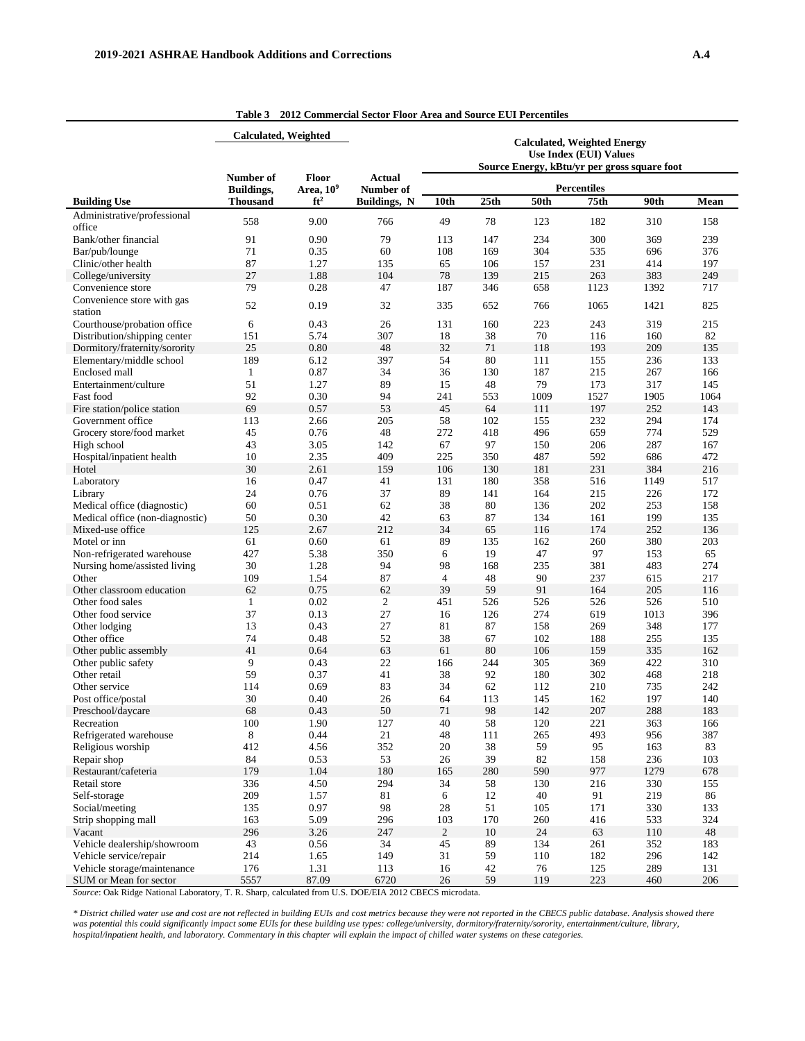**Table 3 2012 Commercial Sector Floor Area and Source EUI Percentiles**

| | Calculated, Weighted | | | Calculated, Weighted Energy Use Index (EUI) Values Source Energy, kBtu/yr per gross square foot | | | | | |
|---|---|---|---|---|---|---|---|---|---|
| | | | | Percentiles | | | | | |
| Building Use | Number of Buildings, Thousand | Floor Area, $10^9$ ft² | Actual Number of Buildings, N | 10th | 25th | 50th | 75th | 90th | Mean |
| Administrative/professional office | 558 | 9.00 | 766 | 49 | 78 | 123 | 182 | 310 | 158 |
| Bank/other financial | 91 | 0.90 | 79 | 113 | 147 | 234 | 300 | 369 | 239 |
| Bar/pub/lounge | 71 | 0.35 | 60 | 108 | 169 | 304 | 535 | 696 | 376 |
| Clinic/other health | 87 | 1.27 | 135 | 65 | 106 | 157 | 231 | 414 | 197 |
| College/university | 27 | 1.88 | 104 | 78 | 139 | 215 | 263 | 383 | 249 |
| Convenience store | 79 | 0.28 | 47 | 187 | 346 | 658 | 1123 | 1392 | 717 |
| Convenience store with gas station | 52 | 0.19 | 32 | 335 | 652 | 766 | 1065 | 1421 | 825 |
| Courthouse/probation office | 6 | 0.43 | 26 | 131 | 160 | 223 | 243 | 319 | 215 |
| Distribution/shipping center | 151 | 5.74 | 307 | 18 | 38 | 70 | 116 | 160 | 82 |
| Dormitory/fraternity/sorority | 25 | 0.80 | 48 | 32 | 71 | 118 | 193 | 209 | 135 |
| Elementary/middle school | 189 | 6.12 | 397 | 54 | 80 | 111 | 155 | 236 | 133 |
| Enclosed mall | 1 | 0.87 | 34 | 36 | 130 | 187 | 215 | 267 | 166 |
| Entertainment/culture | 51 | 1.27 | 89 | 15 | 48 | 79 | 173 | 317 | 145 |
| Fast food | 92 | 0.30 | 94 | 241 | 553 | 1009 | 1527 | 1905 | 1064 |
| Fire station/police station | 69 | 0.57 | 53 | 45 | 64 | 111 | 197 | 252 | 143 |
| Government office | 113 | 2.66 | 205 | 58 | 102 | 155 | 232 | 294 | 174 |
| Grocery store/food market | 45 | 0.76 | 48 | 272 | 418 | 496 | 659 | 774 | 529 |
| High school | 43 | 3.05 | 142 | 67 | 97 | 150 | 206 | 287 | 167 |
| Hospital/inpatient health | 10 | 2.35 | 409 | 225 | 350 | 487 | 592 | 686 | 472 |
| Hotel | 30 | 2.61 | 159 | 106 | 130 | 181 | 231 | 384 | 216 |
| Laboratory | 16 | 0.47 | 41 | 131 | 180 | 358 | 516 | 1149 | 517 |
| Library | 24 | 0.76 | 37 | 89 | 141 | 164 | 215 | 226 | 172 |
| Medical office (diagnostic) | 60 | 0.51 | 62 | 38 | 80 | 136 | 202 | 253 | 158 |
| Medical office (non-diagnostic) | 50 | 0.30 | 42 | 63 | 87 | 134 | 161 | 199 | 135 |
| Mixed-use office | 125 | 2.67 | 212 | 34 | 65 | 116 | 174 | 252 | 136 |
| Motel or inn | 61 | 0.60 | 61 | 89 | 135 | 162 | 260 | 380 | 203 |
| Non-refrigerated warehouse | 427 | 5.38 | 350 | 6 | 19 | 47 | 97 | 153 | 65 |
| Nursing home/assisted living | 30 | 1.28 | 94 | 98 | 168 | 235 | 381 | 483 | 274 |
| Other | 109 | 1.54 | 87 | 4 | 48 | 90 | 237 | 615 | 217 |
| Other classroom education | 62 | 0.75 | 62 | 39 | 59 | 91 | 164 | 205 | 116 |
| Other food sales | 1 | 0.02 | 2 | 451 | 526 | 526 | 526 | 526 | 510 |
| Other food service | 37 | 0.13 | 27 | 16 | 126 | 274 | 619 | 1013 | 396 |
| Other lodging | 13 | 0.43 | 27 | 81 | 87 | 158 | 269 | 348 | 177 |
| Other office | 74 | 0.48 | 52 | 38 | 67 | 102 | 188 | 255 | 135 |
| Other public assembly | 41 | 0.64 | 63 | 61 | 80 | 106 | 159 | 335 | 162 |
| Other public safety | 9 | 0.43 | 22 | 166 | 244 | 305 | 369 | 422 | 310 |
| Other retail | 59 | 0.37 | 41 | 38 | 92 | 180 | 302 | 468 | 218 |
| Other service | 114 | 0.69 | 83 | 34 | 62 | 112 | 210 | 735 | 242 |
| Post office/postal | 30 | 0.40 | 26 | 64 | 113 | 145 | 162 | 197 | 140 |
| Preschool/daycare | 68 | 0.43 | 50 | 71 | 98 | 142 | 207 | 288 | 183 |
| Recreation | 100 | 1.90 | 127 | 40 | 58 | 120 | 221 | 363 | 166 |
| Refrigerated warehouse | 8 | 0.44 | 21 | 48 | 111 | 265 | 493 | 956 | 387 |
| Religious worship | 412 | 4.56 | 352 | 20 | 38 | 59 | 95 | 163 | 83 |
| Repair shop | 84 | 0.53 | 53 | 26 | 39 | 82 | 158 | 236 | 103 |
| Restaurant/cafeteria | 179 | 1.04 | 180 | 165 | 280 | 590 | 977 | 1279 | 678 |
| Retail store | 336 | 4.50 | 294 | 34 | 58 | 130 | 216 | 330 | 155 |
| Self-storage | 209 | 1.57 | 81 | 6 | 12 | 40 | 91 | 219 | 86 |
| Social/meeting | 135 | 0.97 | 98 | 28 | 51 | 105 | 171 | 330 | 133 |
| Strip shopping mall | 163 | 5.09 | 296 | 103 | 170 | 260 | 416 | 533 | 324 |
| Vacant | 296 | 3.26 | 247 | 2 | 10 | 24 | 63 | 110 | 48 |
| Vehicle dealership/showroom | 43 | 0.56 | 34 | 45 | 89 | 134 | 261 | 352 | 183 |
| Vehicle service/repair | 214 | 1.65 | 149 | 31 | 59 | 110 | 182 | 296 | 142 |
| Vehicle storage/maintenance | 176 | 1.31 | 113 | 16 | 42 | 76 | 125 | 289 | 131 |
| SUM or Mean for sector | 5557 | 87.09 | 6720 | 26 | 59 | 119 | 223 | 460 | 206 |

*Source*: Oak Ridge National Laboratory, T. R. Sharp, calculated from U.S. DOE/EIA 2012 CBECS microdata.

*\* District chilled water use and cost are not reflected in building EUIs and cost metrics because they were not reported in the CBECS public database. Analysis showed there was potential this could significantly impact some EUIs for these building use types: college/university, dormitory/fraternity/sorority, entertainment/culture, library, hospital/inpatient health, and laboratory. Commentary in this chapter will explain the impact of chilled water systems on these categories.*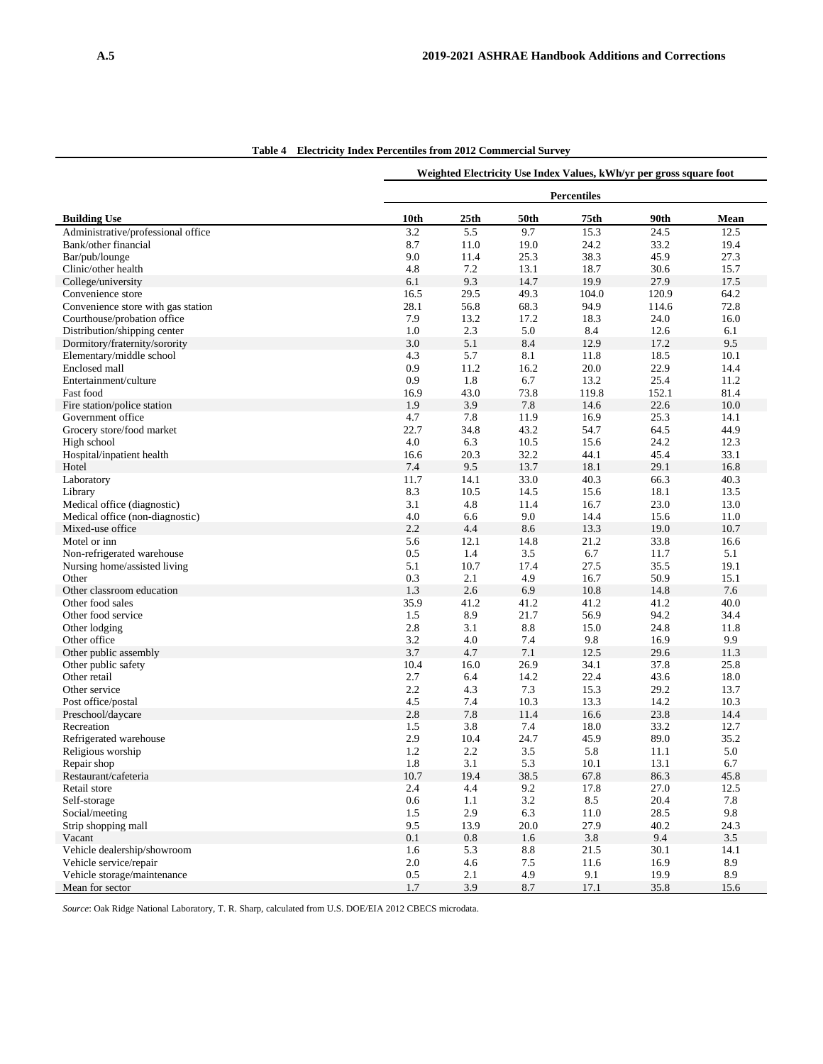**Table 4 Electricity Index Percentiles from 2012 Commercial Survey**

| | Weighted Electricity Use Index Values, kWh/yr per gross square foot | | | | | |
|---|---|---|---|---|---|---|
| | Percentiles | | | | | |
| **Building Use** | **10th** | **25th** | **50th** | **75th** | **90th** | **Mean** |
| Administrative/professional office | 3.2 | 5.5 | 9.7 | 15.3 | 24.5 | 12.5 |
| Bank/other financial | 8.7 | 11.0 | 19.0 | 24.2 | 33.2 | 19.4 |
| Bar/pub/lounge | 9.0 | 11.4 | 25.3 | 38.3 | 45.9 | 27.3 |
| Clinic/other health | 4.8 | 7.2 | 13.1 | 18.7 | 30.6 | 15.7 |
| College/university | 6.1 | 9.3 | 14.7 | 19.9 | 27.9 | 17.5 |
| Convenience store | 16.5 | 29.5 | 49.3 | 104.0 | 120.9 | 64.2 |
| Convenience store with gas station | 28.1 | 56.8 | 68.3 | 94.9 | 114.6 | 72.8 |
| Courthouse/probation office | 7.9 | 13.2 | 17.2 | 18.3 | 24.0 | 16.0 |
| Distribution/shipping center | 1.0 | 2.3 | 5.0 | 8.4 | 12.6 | 6.1 |
| Dormitory/fraternity/sorority | 3.0 | 5.1 | 8.4 | 12.9 | 17.2 | 9.5 |
| Elementary/middle school | 4.3 | 5.7 | 8.1 | 11.8 | 18.5 | 10.1 |
| Enclosed mall | 0.9 | 11.2 | 16.2 | 20.0 | 22.9 | 14.4 |
| Entertainment/culture | 0.9 | 1.8 | 6.7 | 13.2 | 25.4 | 11.2 |
| Fast food | 16.9 | 43.0 | 73.8 | 119.8 | 152.1 | 81.4 |
| Fire station/police station | 1.9 | 3.9 | 7.8 | 14.6 | 22.6 | 10.0 |
| Government office | 4.7 | 7.8 | 11.9 | 16.9 | 25.3 | 14.1 |
| Grocery store/food market | 22.7 | 34.8 | 43.2 | 54.7 | 64.5 | 44.9 |
| High school | 4.0 | 6.3 | 10.5 | 15.6 | 24.2 | 12.3 |
| Hospital/inpatient health | 16.6 | 20.3 | 32.2 | 44.1 | 45.4 | 33.1 |
| Hotel | 7.4 | 9.5 | 13.7 | 18.1 | 29.1 | 16.8 |
| Laboratory | 11.7 | 14.1 | 33.0 | 40.3 | 66.3 | 40.3 |
| Library | 8.3 | 10.5 | 14.5 | 15.6 | 18.1 | 13.5 |
| Medical office (diagnostic) | 3.1 | 4.8 | 11.4 | 16.7 | 23.0 | 13.0 |
| Medical office (non-diagnostic) | 4.0 | 6.6 | 9.0 | 14.4 | 15.6 | 11.0 |
| Mixed-use office | 2.2 | 4.4 | 8.6 | 13.3 | 19.0 | 10.7 |
| Motel or inn | 5.6 | 12.1 | 14.8 | 21.2 | 33.8 | 16.6 |
| Non-refrigerated warehouse | 0.5 | 1.4 | 3.5 | 6.7 | 11.7 | 5.1 |
| Nursing home/assisted living | 5.1 | 10.7 | 17.4 | 27.5 | 35.5 | 19.1 |
| Other | 0.3 | 2.1 | 4.9 | 16.7 | 50.9 | 15.1 |
| Other classroom education | 1.3 | 2.6 | 6.9 | 10.8 | 14.8 | 7.6 |
| Other food sales | 35.9 | 41.2 | 41.2 | 41.2 | 41.2 | 40.0 |
| Other food service | 1.5 | 8.9 | 21.7 | 56.9 | 94.2 | 34.4 |
| Other lodging | 2.8 | 3.1 | 8.8 | 15.0 | 24.8 | 11.8 |
| Other office | 3.2 | 4.0 | 7.4 | 9.8 | 16.9 | 9.9 |
| Other public assembly | 3.7 | 4.7 | 7.1 | 12.5 | 29.6 | 11.3 |
| Other public safety | 10.4 | 16.0 | 26.9 | 34.1 | 37.8 | 25.8 |
| Other retail | 2.7 | 6.4 | 14.2 | 22.4 | 43.6 | 18.0 |
| Other service | 2.2 | 4.3 | 7.3 | 15.3 | 29.2 | 13.7 |
| Post office/postal | 4.5 | 7.4 | 10.3 | 13.3 | 14.2 | 10.3 |
| Preschool/daycare | 2.8 | 7.8 | 11.4 | 16.6 | 23.8 | 14.4 |
| Recreation | 1.5 | 3.8 | 7.4 | 18.0 | 33.2 | 12.7 |
| Refrigerated warehouse | 2.9 | 10.4 | 24.7 | 45.9 | 89.0 | 35.2 |
| Religious worship | 1.2 | 2.2 | 3.5 | 5.8 | 11.1 | 5.0 |
| Repair shop | 1.8 | 3.1 | 5.3 | 10.1 | 13.1 | 6.7 |
| Restaurant/cafeteria | 10.7 | 19.4 | 38.5 | 67.8 | 86.3 | 45.8 |
| Retail store | 2.4 | 4.4 | 9.2 | 17.8 | 27.0 | 12.5 |
| Self-storage | 0.6 | 1.1 | 3.2 | 8.5 | 20.4 | 7.8 |
| Social/meeting | 1.5 | 2.9 | 6.3 | 11.0 | 28.5 | 9.8 |
| Strip shopping mall | 9.5 | 13.9 | 20.0 | 27.9 | 40.2 | 24.3 |
| Vacant | 0.1 | 0.8 | 1.6 | 3.8 | 9.4 | 3.5 |
| Vehicle dealership/showroom | 1.6 | 5.3 | 8.8 | 21.5 | 30.1 | 14.1 |
| Vehicle service/repair | 2.0 | 4.6 | 7.5 | 11.6 | 16.9 | 8.9 |
| Vehicle storage/maintenance | 0.5 | 2.1 | 4.9 | 9.1 | 19.9 | 8.9 |
| Mean for sector | 1.7 | 3.9 | 8.7 | 17.1 | 35.8 | 15.6 |

*Source:* Oak Ridge National Laboratory, T. R. Sharp, calculated from U.S. DOE/EIA 2012 CBECS microdata.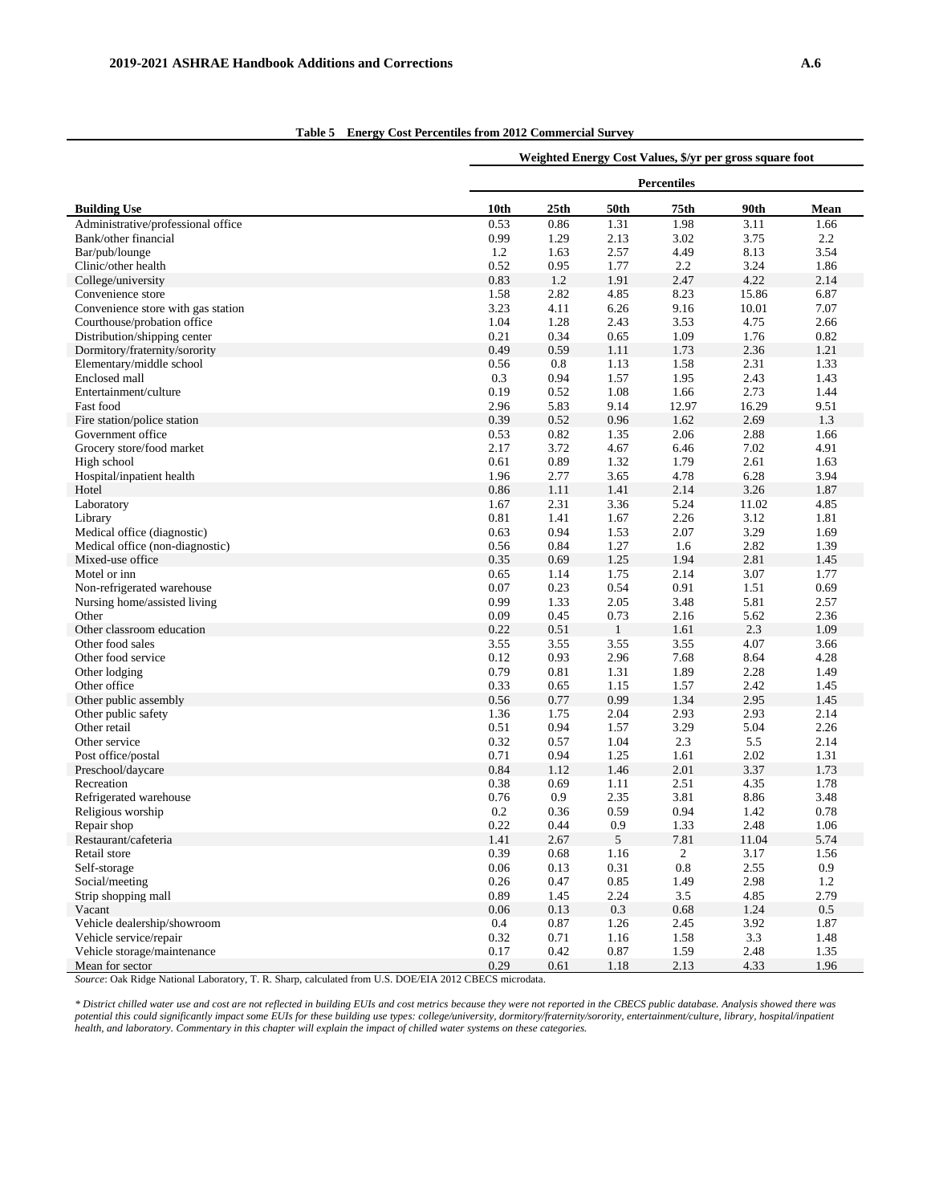**Table 5 Energy Cost Percentiles from 2012 Commercial Survey**

| | Weighted Energy Cost Values, $/yr per gross square foot | | | | | |
|---|---|---|---|---|---|---|
| | Percentiles | | | | | |
| **Building Use** | **10th** | **25th** | **50th** | **75th** | **90th** | **Mean** |
| Administrative/professional office | 0.53 | 0.86 | 1.31 | 1.98 | 3.11 | 1.66 |
| Bank/other financial | 0.99 | 1.29 | 2.13 | 3.02 | 3.75 | 2.2 |
| Bar/pub/lounge | 1.2 | 1.63 | 2.57 | 4.49 | 8.13 | 3.54 |
| Clinic/other health | 0.52 | 0.95 | 1.77 | 2.2 | 3.24 | 1.86 |
| College/university | 0.83 | 1.2 | 1.91 | 2.47 | 4.22 | 2.14 |
| Convenience store | 1.58 | 2.82 | 4.85 | 8.23 | 15.86 | 6.87 |
| Convenience store with gas station | 3.23 | 4.11 | 6.26 | 9.16 | 10.01 | 7.07 |
| Courthouse/probation office | 1.04 | 1.28 | 2.43 | 3.53 | 4.75 | 2.66 |
| Distribution/shipping center | 0.21 | 0.34 | 0.65 | 1.09 | 1.76 | 0.82 |
| Dormitory/fraternity/sorority | 0.49 | 0.59 | 1.11 | 1.73 | 2.36 | 1.21 |
| Elementary/middle school | 0.56 | 0.8 | 1.13 | 1.58 | 2.31 | 1.33 |
| Enclosed mall | 0.3 | 0.94 | 1.57 | 1.95 | 2.43 | 1.43 |
| Entertainment/culture | 0.19 | 0.52 | 1.08 | 1.66 | 2.73 | 1.44 |
| Fast food | 2.96 | 5.83 | 9.14 | 12.97 | 16.29 | 9.51 |
| Fire station/police station | 0.39 | 0.52 | 0.96 | 1.62 | 2.69 | 1.3 |
| Government office | 0.53 | 0.82 | 1.35 | 2.06 | 2.88 | 1.66 |
| Grocery store/food market | 2.17 | 3.72 | 4.67 | 6.46 | 7.02 | 4.91 |
| High school | 0.61 | 0.89 | 1.32 | 1.79 | 2.61 | 1.63 |
| Hospital/inpatient health | 1.96 | 2.77 | 3.65 | 4.78 | 6.28 | 3.94 |
| Hotel | 0.86 | 1.11 | 1.41 | 2.14 | 3.26 | 1.87 |
| Laboratory | 1.67 | 2.31 | 3.36 | 5.24 | 11.02 | 4.85 |
| Library | 0.81 | 1.41 | 1.67 | 2.26 | 3.12 | 1.81 |
| Medical office (diagnostic) | 0.63 | 0.94 | 1.53 | 2.07 | 3.29 | 1.69 |
| Medical office (non-diagnostic) | 0.56 | 0.84 | 1.27 | 1.6 | 2.82 | 1.39 |
| Mixed-use office | 0.35 | 0.69 | 1.25 | 1.94 | 2.81 | 1.45 |
| Motel or inn | 0.65 | 1.14 | 1.75 | 2.14 | 3.07 | 1.77 |
| Non-refrigerated warehouse | 0.07 | 0.23 | 0.54 | 0.91 | 1.51 | 0.69 |
| Nursing home/assisted living | 0.99 | 1.33 | 2.05 | 3.48 | 5.81 | 2.57 |
| Other | 0.09 | 0.45 | 0.73 | 2.16 | 5.62 | 2.36 |
| Other classroom education | 0.22 | 0.51 | 1 | 1.61 | 2.3 | 1.09 |
| Other food sales | 3.55 | 3.55 | 3.55 | 3.55 | 4.07 | 3.66 |
| Other food service | 0.12 | 0.93 | 2.96 | 7.68 | 8.64 | 4.28 |
| Other lodging | 0.79 | 0.81 | 1.31 | 1.89 | 2.28 | 1.49 |
| Other office | 0.33 | 0.65 | 1.15 | 1.57 | 2.42 | 1.45 |
| Other public assembly | 0.56 | 0.77 | 0.99 | 1.34 | 2.95 | 1.45 |
| Other public safety | 1.36 | 1.75 | 2.04 | 2.93 | 2.93 | 2.14 |
| Other retail | 0.51 | 0.94 | 1.57 | 3.29 | 5.04 | 2.26 |
| Other service | 0.32 | 0.57 | 1.04 | 2.3 | 5.5 | 2.14 |
| Post office/postal | 0.71 | 0.94 | 1.25 | 1.61 | 2.02 | 1.31 |
| Preschool/daycare | 0.84 | 1.12 | 1.46 | 2.01 | 3.37 | 1.73 |
| Recreation | 0.38 | 0.69 | 1.11 | 2.51 | 4.35 | 1.78 |
| Refrigerated warehouse | 0.76 | 0.9 | 2.35 | 3.81 | 8.86 | 3.48 |
| Religious worship | 0.2 | 0.36 | 0.59 | 0.94 | 1.42 | 0.78 |
| Repair shop | 0.22 | 0.44 | 0.9 | 1.33 | 2.48 | 1.06 |
| Restaurant/cafeteria | 1.41 | 2.67 | 5 | 7.81 | 11.04 | 5.74 |
| Retail store | 0.39 | 0.68 | 1.16 | 2 | 3.17 | 1.56 |
| Self-storage | 0.06 | 0.13 | 0.31 | 0.8 | 2.55 | 0.9 |
| Social/meeting | 0.26 | 0.47 | 0.85 | 1.49 | 2.98 | 1.2 |
| Strip shopping mall | 0.89 | 1.45 | 2.24 | 3.5 | 4.85 | 2.79 |
| Vacant | 0.06 | 0.13 | 0.3 | 0.68 | 1.24 | 0.5 |
| Vehicle dealership/showroom | 0.4 | 0.87 | 1.26 | 2.45 | 3.92 | 1.87 |
| Vehicle service/repair | 0.32 | 0.71 | 1.16 | 1.58 | 3.3 | 1.48 |
| Vehicle storage/maintenance | 0.17 | 0.42 | 0.87 | 1.59 | 2.48 | 1.35 |
| Mean for sector | 0.29 | 0.61 | 1.18 | 2.13 | 4.33 | 1.96 |

*Source*: Oak Ridge National Laboratory, T. R. Sharp, calculated from U.S. DOE/EIA 2012 CBECS microdata.

*\* District chilled water use and cost are not reflected in building EUIs and cost metrics because they were not reported in the CBECS public database. Analysis showed there was potential this could significantly impact some EUIs for these building use types: college/university, dormitory/fraternity/sorority, entertainment/culture, library, hospital/inpatient health, and laboratory. Commentary in this chapter will explain the impact of chilled water systems on these categories.*